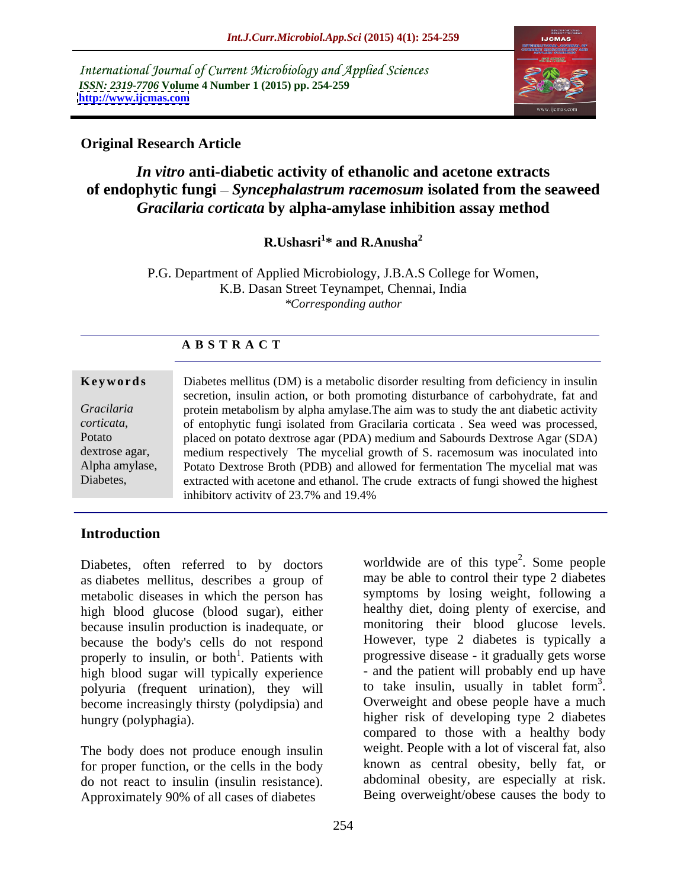International Journal of Current Microbiology and Applied Sciences
*ISSN: 2319-7706* **Volume 4 Number 1 (2015) pp. 254-259**
**http://www.ijcmas.com**

**Original Research Article**

# *In vitro* anti-diabetic activity of ethanolic and acetone extracts of endophytic fungi – *Syncephalastrum racemosum* isolated from the seaweed *Gracilaria corticata* by alpha-amylase inhibition assay method

**R.Ushasri[1]* and R.Anusha[2]**

P.G. Department of Applied Microbiology, J.B.A.S College for Women, K.B. Dasan Street Teynampet, Chennai, India
*\*Corresponding author*

## A B S T R A C T

**Keywords**

*Gracilaria corticata*, Potato dextrose agar, Alpha amylase, Diabetes,

Diabetes mellitus (DM) is a metabolic disorder resulting from deficiency in insulin secretion, insulin action, or both promoting disturbance of carbohydrate, fat and protein metabolism by alpha amylase.The aim was to study the ant diabetic activity of entophytic fungi isolated from Gracilaria corticata . Sea weed was processed, placed on potato dextrose agar (PDA) medium and Sabourds Dextrose Agar (SDA) medium respectively The mycelial growth of S. racemosum was inoculated into Potato Dextrose Broth (PDB) and allowed for fermentation The mycelial mat was extracted with acetone and ethanol. The crude extracts of fungi showed the highest inhibitory activity of 23.7% and 19.4%

## Introduction

Diabetes, often referred to by doctors as diabetes mellitus, describes a group of metabolic diseases in which the person has high blood glucose (blood sugar), either because insulin production is inadequate, or because the body's cells do not respond properly to insulin, or both[1]. Patients with high blood sugar will typically experience polyuria (frequent urination), they will become increasingly thirsty (polydipsia) and hungry (polyphagia).

The body does not produce enough insulin for proper function, or the cells in the body do not react to insulin (insulin resistance). Approximately 90% of all cases of diabetes worldwide are of this type[2]. Some people may be able to control their type 2 diabetes symptoms by losing weight, following a healthy diet, doing plenty of exercise, and monitoring their blood glucose levels. However, type 2 diabetes is typically a progressive disease - it gradually gets worse - and the patient will probably end up have to take insulin, usually in tablet form[3]. Overweight and obese people have a much higher risk of developing type 2 diabetes compared to those with a healthy body weight. People with a lot of visceral fat, also known as central obesity, belly fat, or abdominal obesity, are especially at risk. Being overweight/obese causes the body to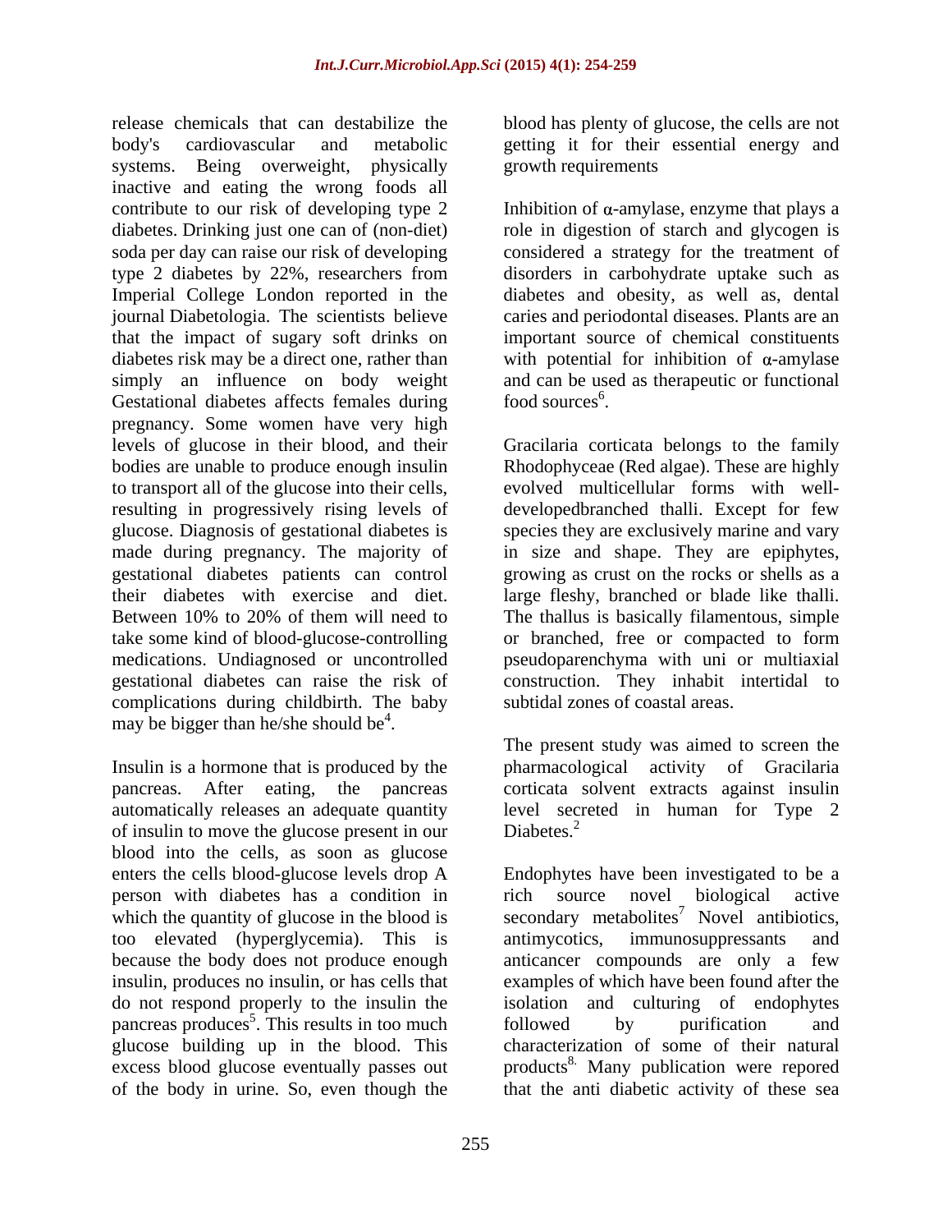release chemicals that can destabilize the body's cardiovascular and metabolic systems. Being overweight, physically inactive and eating the wrong foods all contribute to our risk of developing type 2 diabetes. Drinking just one can of (non-diet) soda per day can raise our risk of developing type 2 diabetes by 22%, researchers from Imperial College London reported in the journal Diabetologia. The scientists believe that the impact of sugary soft drinks on diabetes risk may be a direct one, rather than simply an influence on body weight Gestational diabetes affects females during pregnancy. Some women have very high levels of glucose in their blood, and their bodies are unable to produce enough insulin to transport all of the glucose into their cells, resulting in progressively rising levels of glucose. Diagnosis of gestational diabetes is made during pregnancy. The majority of gestational diabetes patients can control their diabetes with exercise and diet. Between 10% to 20% of them will need to take some kind of blood-glucose-controlling medications. Undiagnosed or uncontrolled gestational diabetes can raise the risk of complications during childbirth. The baby may be bigger than he/she should be[4].

Insulin is a hormone that is produced by the pancreas. After eating, the pancreas automatically releases an adequate quantity of insulin to move the glucose present in our blood into the cells, as soon as glucose enters the cells blood-glucose levels drop A person with diabetes has a condition in which the quantity of glucose in the blood is too elevated (hyperglycemia). This is because the body does not produce enough insulin, produces no insulin, or has cells that do not respond properly to the insulin the pancreas produces[5]. This results in too much glucose building up in the blood. This excess blood glucose eventually passes out of the body in urine. So, even though the blood has plenty of glucose, the cells are not getting it for their essential energy and growth requirements

Inhibition of α-amylase, enzyme that plays a role in digestion of starch and glycogen is considered a strategy for the treatment of disorders in carbohydrate uptake such as diabetes and obesity, as well as, dental caries and periodontal diseases. Plants are an important source of chemical constituents with potential for inhibition of α-amylase and can be used as therapeutic or functional food sources[6].

Gracilaria corticata belongs to the family Rhodophyceae (Red algae). These are highly evolved multicellular forms with well-developedbranched thalli. Except for few species they are exclusively marine and vary in size and shape. They are epiphytes, growing as crust on the rocks or shells as a large fleshy, branched or blade like thalli. The thallus is basically filamentous, simple or branched, free or compacted to form pseudoparenchyma with uni or multiaxial construction. They inhabit intertidal to subtidal zones of coastal areas.

The present study was aimed to screen the pharmacological activity of Gracilaria corticata solvent extracts against insulin level secreted in human for Type 2 Diabetes.[2]

Endophytes have been investigated to be a rich source novel biological active secondary metabolites[7] Novel antibiotics, antimycotics, immunosuppressants and anticancer compounds are only a few examples of which have been found after the isolation and culturing of endophytes followed by purification and characterization of some of their natural products[8]. Many publication were repored that the anti diabetic activity of these sea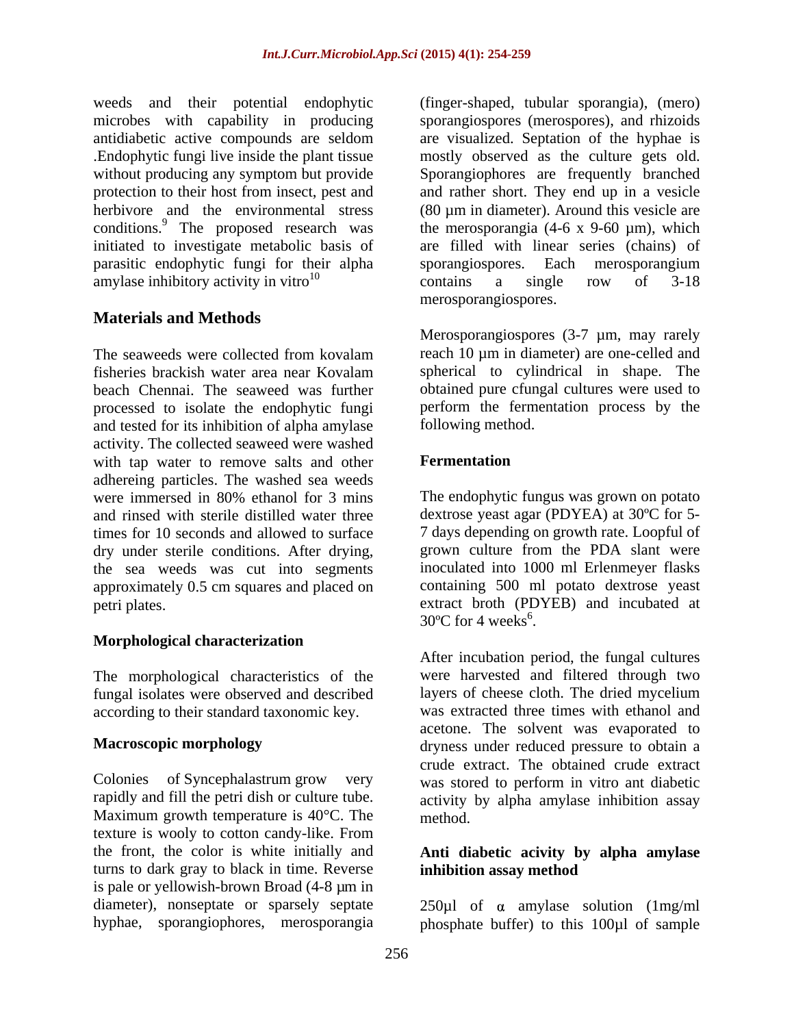weeds and their potential endophytic microbes with capability in producing antidiabetic active compounds are seldom .Endophytic fungi live inside the plant tissue without producing any symptom but provide protection to their host from insect, pest and herbivore and the environmental stress conditions.[9] The proposed research was initiated to investigate metabolic basis of parasitic endophytic fungi for their alpha amylase inhibitory activity in vitro[10]

## Materials and Methods

The seaweeds were collected from kovalam fisheries brackish water area near Kovalam beach Chennai. The seaweed was further processed to isolate the endophytic fungi and tested for its inhibition of alpha amylase activity. The collected seaweed were washed with tap water to remove salts and other adhereing particles. The washed sea weeds were immersed in 80% ethanol for 3 mins and rinsed with sterile distilled water three times for 10 seconds and allowed to surface dry under sterile conditions. After drying, the sea weeds was cut into segments approximately 0.5 cm squares and placed on petri plates.

### Morphological characterization

The morphological characteristics of the fungal isolates were observed and described according to their standard taxonomic key.

### Macroscopic morphology

Colonies of Syncephalastrum grow very rapidly and fill the petri dish or culture tube. Maximum growth temperature is 40°C. The texture is wooly to cotton candy-like. From the front, the color is white initially and turns to dark gray to black in time. Reverse is pale or yellowish-brown Broad (4-8 µm in diameter), nonseptate or sparsely septate hyphae, sporangiophores, merosporangia (finger-shaped, tubular sporangia), (mero) sporangiospores (merospores), and rhizoids are visualized. Septation of the hyphae is mostly observed as the culture gets old. Sporangiophores are frequently branched and rather short. They end up in a vesicle (80 µm in diameter). Around this vesicle are the merosporangia (4-6 x 9-60 µm), which are filled with linear series (chains) of sporangiospores. Each merosporangium contains a single row of 3-18 merosporangiospores.

Merosporangiospores (3-7 µm, may rarely reach 10 µm in diameter) are one-celled and spherical to cylindrical in shape. The obtained pure cfungal cultures were used to perform the fermentation process by the following method.

### Fermentation

The endophytic fungus was grown on potato dextrose yeast agar (PDYEA) at 30ºC for 5-7 days depending on growth rate. Loopful of grown culture from the PDA slant were inoculated into 1000 ml Erlenmeyer flasks containing 500 ml potato dextrose yeast extract broth (PDYEB) and incubated at 30ºC for 4 weeks[6].

After incubation period, the fungal cultures were harvested and filtered through two layers of cheese cloth. The dried mycelium was extracted three times with ethanol and acetone. The solvent was evaporated to dryness under reduced pressure to obtain a crude extract. The obtained crude extract was stored to perform in vitro ant diabetic activity by alpha amylase inhibition assay method.

### Anti diabetic acivity by alpha amylase inhibition assay method

250µl of $\alpha$ amylase solution (1mg/ml phosphate buffer) to this 100µl of sample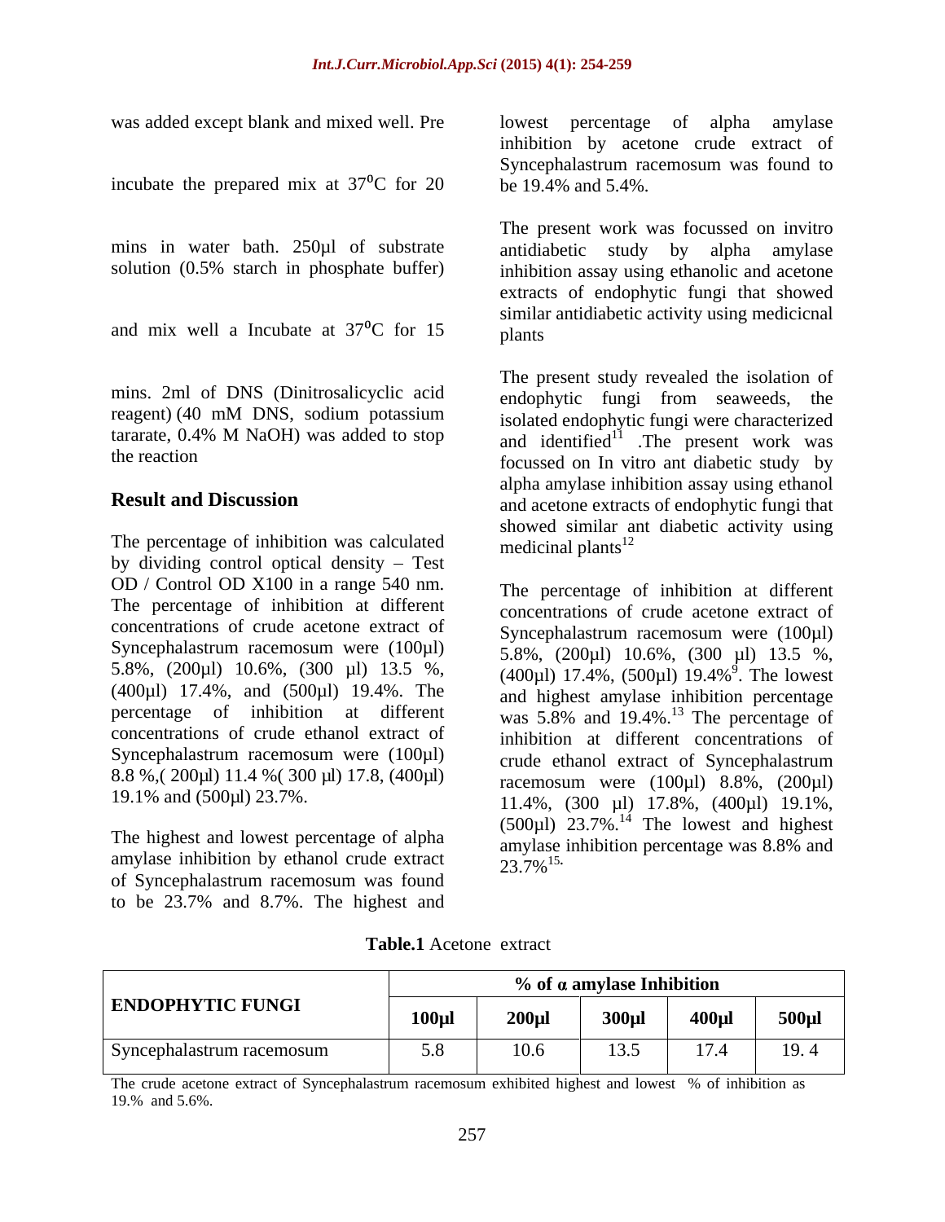was added except blank and mixed well. Pre incubate the prepared mix at 37$^0$C for 20 mins in water bath. 250µl of substrate solution (0.5% starch in phosphate buffer) and mix well a Incubate at 37$^0$C for 15 mins. 2ml of DNS (Dinitrosalicyclic acid reagent) (40 mM DNS, sodium potassium tararate, 0.4% M NaOH) was added to stop the reaction

## Result and Discussion

The percentage of inhibition was calculated by dividing control optical density – Test OD / Control OD X100 in a range 540 nm. The percentage of inhibition at different concentrations of crude acetone extract of Syncephalastrum racemosum were (100µl) 5.8%, (200µl) 10.6%, (300 µl) 13.5 %, (400µl) 17.4%, and (500µl) 19.4%. The percentage of inhibition at different concentrations of crude ethanol extract of Syncephalastrum racemosum were (100µl) 8.8 %,( 200µl) 11.4 %( 300 µl) 17.8, (400µl) 19.1% and (500µl) 23.7%.

The highest and lowest percentage of alpha amylase inhibition by ethanol crude extract of Syncephalastrum racemosum was found to be 23.7% and 8.7%. The highest and lowest percentage of alpha amylase inhibition by acetone crude extract of Syncephalastrum racemosum was found to be 19.4% and 5.4%.

The present work was focussed on invitro antidiabetic study by alpha amylase inhibition assay using ethanolic and acetone extracts of endophytic fungi that showed similar antidiabetic activity using medicicnal plants

The present study revealed the isolation of endophytic fungi from seaweeds, the isolated endophytic fungi were characterized and identified[11] .The present work was focussed on In vitro ant diabetic study by alpha amylase inhibition assay using ethanol and acetone extracts of endophytic fungi that showed similar ant diabetic activity using medicinal plants[12]

The percentage of inhibition at different concentrations of crude acetone extract of Syncephalastrum racemosum were (100µl) 5.8%, (200µl) 10.6%, (300 µl) 13.5 %, (400µl) 17.4%, (500µl) 19.4%[9]. The lowest and highest amylase inhibition percentage was 5.8% and 19.4%.[13] The percentage of inhibition at different concentrations of crude ethanol extract of Syncephalastrum racemosum were (100µl) 8.8%, (200µl) 11.4%, (300 µl) 17.8%, (400µl) 19.1%, (500µl) 23.7%.[14] The lowest and highest amylase inhibition percentage was 8.8% and 23.7%[15].

**Table.1** Acetone extract

| ENDOPHYTIC FUNGI | % of α amylase Inhibition | | | | |
|---|---|---|---|---|---|
| | **100µl** | **200µl** | **300µl** | **400µl** | **500µl** |
| Syncephalastrum racemosum | 5.8 | 10.6 | 13.5 | 17.4 | 19. 4 |

The crude acetone extract of Syncephalastrum racemosum exhibited highest and lowest % of inhibition as 19.% and 5.6%.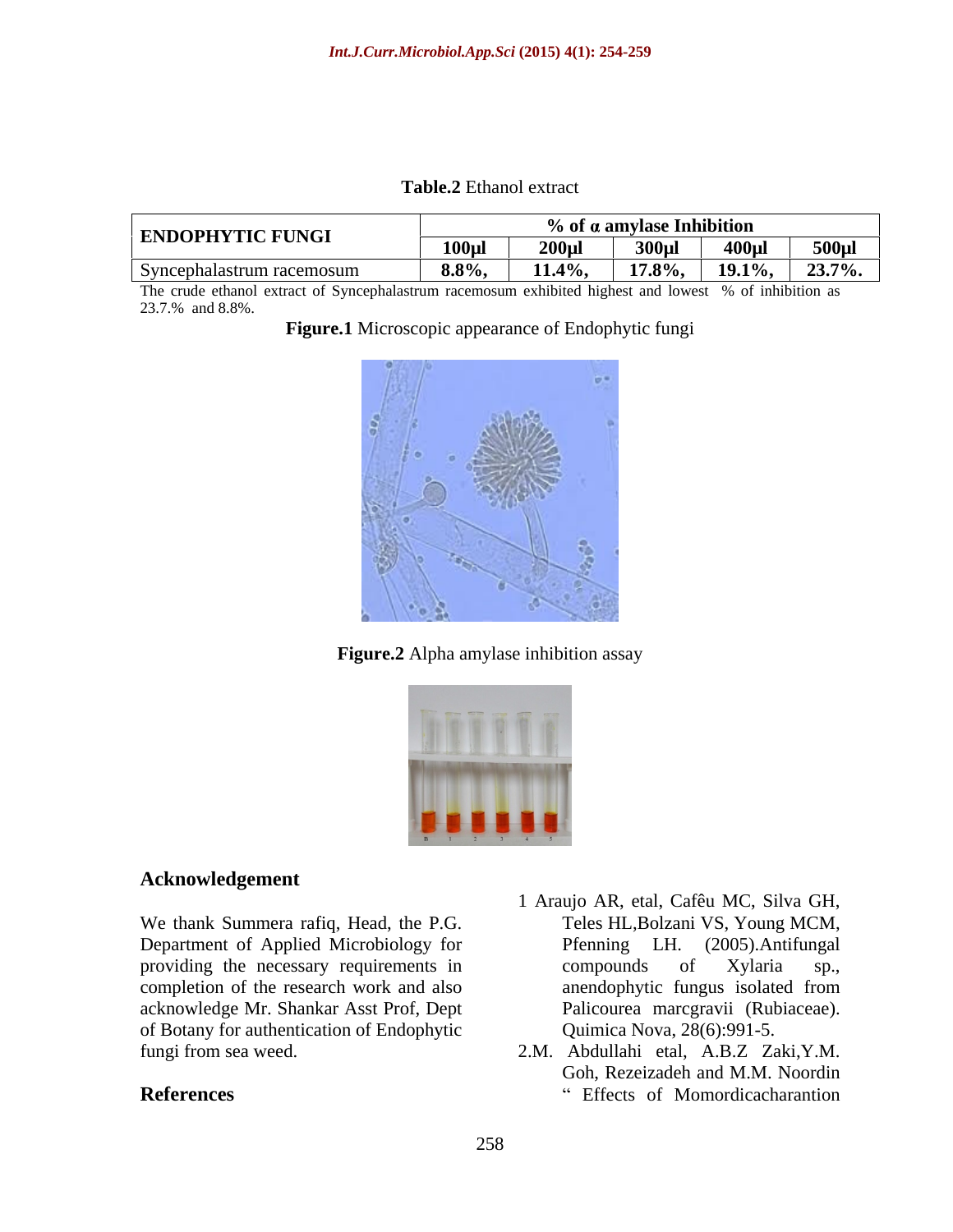**Table.2** Ethanol extract

| ENDOPHYTIC FUNGI | % of α amylase Inhibition | | | | |
|---|---|---|---|---|---|
| | **100µl** | **200µl** | **300µl** | **400µl** | **500µl** |
| Syncephalastrum racemosum | **8.8%,** | **11.4%,** | **17.8%,** | **19.1%,** | **23.7%.** |

The crude ethanol extract of Syncephalastrum racemosum exhibited highest and lowest % of inhibition as 23.7.% and 8.8%.

**Figure.1** Microscopic appearance of Endophytic fungi

**Figure.2** Alpha amylase inhibition assay

## Acknowledgement

We thank Summera rafiq, Head, the P.G. Department of Applied Microbiology for providing the necessary requirements in completion of the research work and also acknowledge Mr. Shankar Asst Prof, Dept of Botany for authentication of Endophytic fungi from sea weed.

## References

1 Araujo AR, etal, Cafêu MC, Silva GH, Teles HL,Bolzani VS, Young MCM, Pfenning LH. (2005).Antifungal compounds of Xylaria sp., anendophytic fungus isolated from Palicourea marcgravii (Rubiaceae). Quimica Nova, 28(6):991-5.

2.M. Abdullahi etal, A.B.Z Zaki,Y.M. Goh, Rezeizadeh and M.M. Noordin " Effects of Momordicacharantion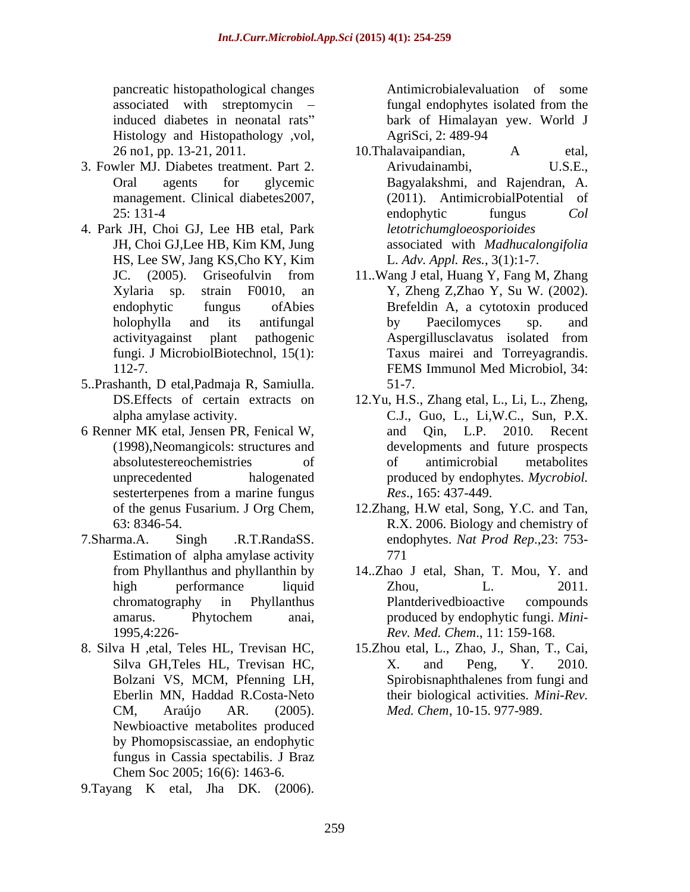pancreatic histopathological changes associated with streptomycin – induced diabetes in neonatal rats" Histology and Histopathology ,vol, 26 no1, pp. 13-21, 2011.

3. Fowler MJ. Diabetes treatment. Part 2. Oral agents for glycemic management. Clinical diabetes2007, 25: 131-4
4. Park JH, Choi GJ, Lee HB etal, Park JH, Choi GJ,Lee HB, Kim KM, Jung HS, Lee SW, Jang KS,Cho KY, Kim JC. (2005). Griseofulvin from Xylaria sp. strain F0010, an endophytic fungus ofAbies holophylla and its antifungal activityagainst plant pathogenic fungi. J MicrobiolBiotechnol, 15(1): 112-7.
5. .Prashanth, D etal,Padmaja R, Samiulla. DS.Effects of certain extracts on alpha amylase activity.
6. Renner MK etal, Jensen PR, Fenical W, (1998),Neomangicols: structures and absolutestereochemistries of unprecedented halogenated sesterterpenes from a marine fungus of the genus Fusarium. J Org Chem, 63: 8346-54.
7. Sharma.A. Singh .R.T.RandaSS. Estimation of alpha amylase activity from Phyllanthus and phyllanthin by high performance liquid chromatography in Phyllanthus amarus. Phytochem anai, 1995,4:226-
8. Silva H ,etal, Teles HL, Trevisan HC, Silva GH,Teles HL, Trevisan HC, Bolzani VS, MCM, Pfenning LH, Eberlin MN, Haddad R.Costa-Neto CM, Araújo AR. (2005). Newbioactive metabolites produced by Phomopsiscassiae, an endophytic fungus in Cassia spectabilis. J Braz Chem Soc 2005; 16(6): 1463-6.
9. Tayang K etal, Jha DK. (2006). Antimicrobialevaluation of some fungal endophytes isolated from the bark of Himalayan yew. World J AgriSci, 2: 489-94
10. Thalavaipandian, A etal, Arivudainambi, U.S.E., Bagyalakshmi, and Rajendran, A. (2011). AntimicrobialPotential of endophytic fungus *Col letotrichumgloeosporioides* associated with *Madhucalongifolia* L. *Adv. Appl. Res.*, 3(1):1-7.
11. .Wang J etal, Huang Y, Fang M, Zhang Y, Zheng Z,Zhao Y, Su W. (2002). Brefeldin A, a cytotoxin produced by Paecilomyces sp. and Aspergillusclavatus isolated from Taxus mairei and Torreyagrandis. FEMS Immunol Med Microbiol, 34: 51-7.
12. Yu, H.S., Zhang etal, L., Li, L., Zheng, C.J., Guo, L., Li,W.C., Sun, P.X. and Qin, L.P. 2010. Recent developments and future prospects of antimicrobial metabolites produced by endophytes. *Mycrobiol. Res*., 165: 437-449.
12. Zhang, H.W etal, Song, Y.C. and Tan, R.X. 2006. Biology and chemistry of endophytes. *Nat Prod Rep*.,23: 753-771
14. .Zhao J etal, Shan, T. Mou, Y. and Zhou, L. 2011. Plantderivedbioactive compounds produced by endophytic fungi. *Mini-Rev. Med. Chem*., 11: 159-168.
15. Zhou etal, L., Zhao, J., Shan, T., Cai, X. and Peng, Y. 2010. Spirobisnaphthalenes from fungi and their biological activities. *Mini-Rev. Med. Chem*, 10-15. 977-989.